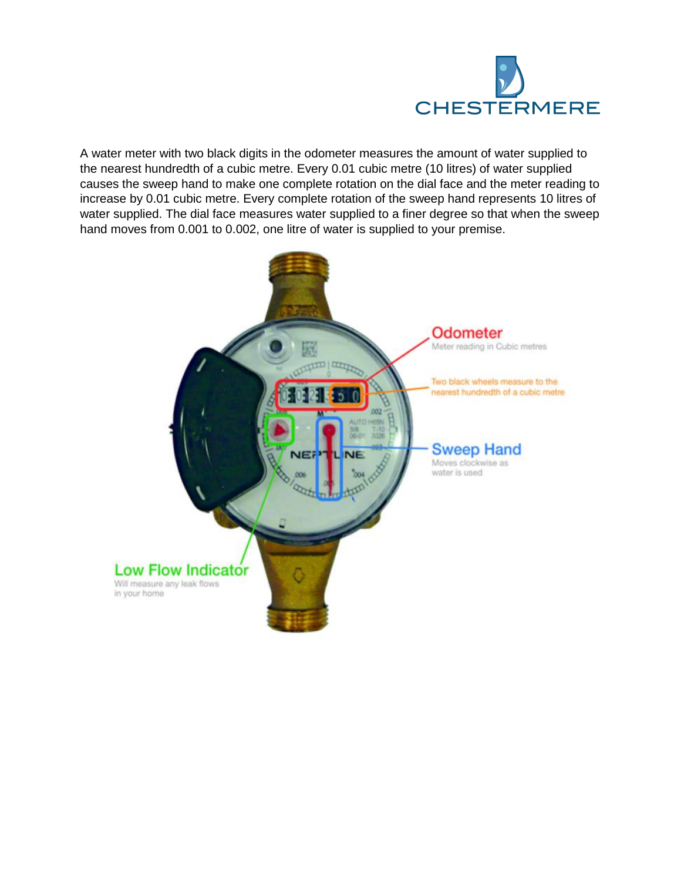A water meter with two black digits in the odometer measures the amount of water supplied to the nearest hundredth of a cubic metre. Every 0.01 cubic metre (10 litres) of water supplied causes the sweep hand to make one complete rotation on the dial face and the meter reading to increase by 0.01 cubic metre. Every complete rotation of the sweep hand represents 10 litres of water supplied. The dial face measures water supplied to a finer degree so that when the sweep hand moves from 0.001 to 0.002, one litre of water is supplied to your premise.

**Odometer**
Meter reading in Cubic metres

Two black wheels measure to the nearest hundredth of a cubic metre

**Sweep Hand**
Moves clockwise as water is used

**Low Flow Indicator**
Will measure any leak flows in your home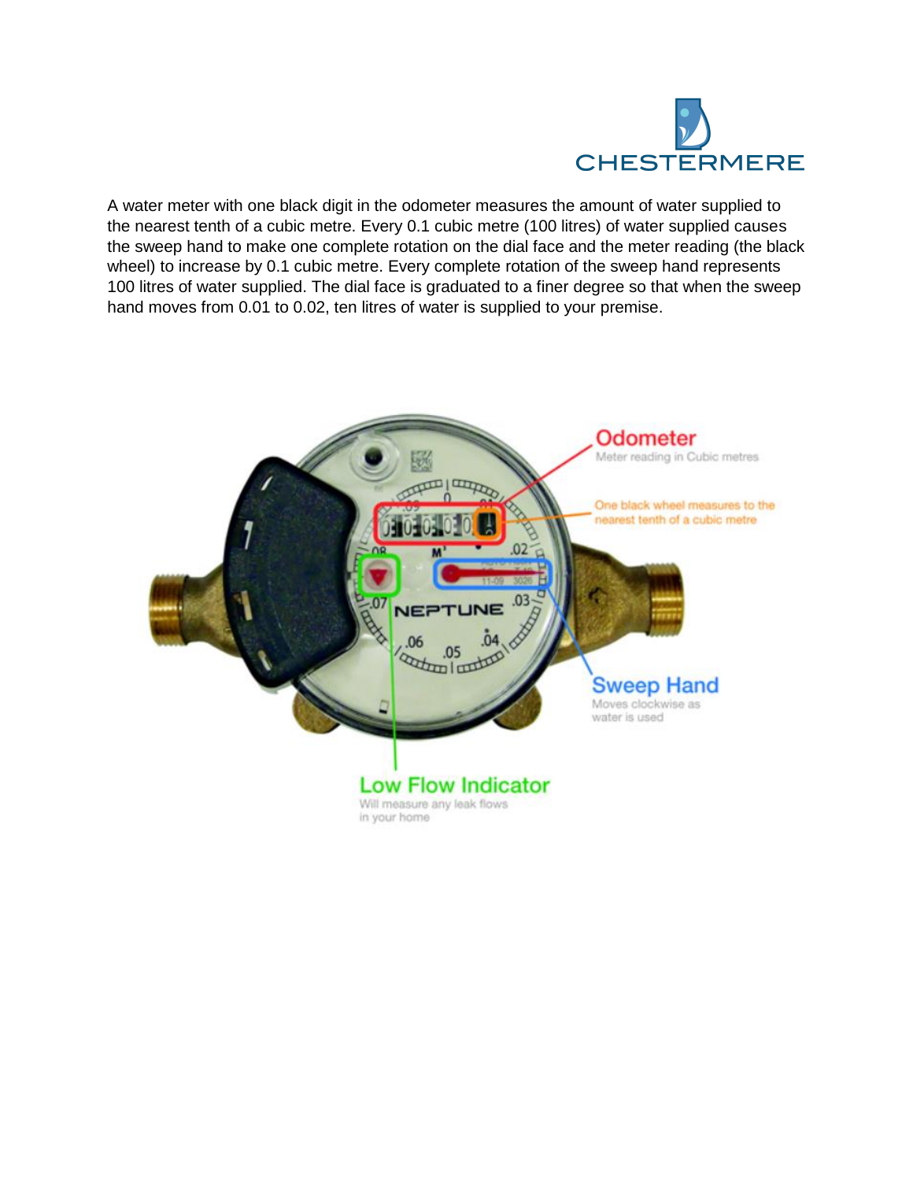A water meter with one black digit in the odometer measures the amount of water supplied to the nearest tenth of a cubic metre. Every 0.1 cubic metre (100 litres) of water supplied causes the sweep hand to make one complete rotation on the dial face and the meter reading (the black wheel) to increase by 0.1 cubic metre. Every complete rotation of the sweep hand represents 100 litres of water supplied. The dial face is graduated to a finer degree so that when the sweep hand moves from 0.01 to 0.02, ten litres of water is supplied to your premise.

Odometer
Meter reading in Cubic metres

One black wheel measures to the nearest tenth of a cubic metre

Sweep Hand
Moves clockwise as water is used

Low Flow Indicator
Will measure any leak flows in your home